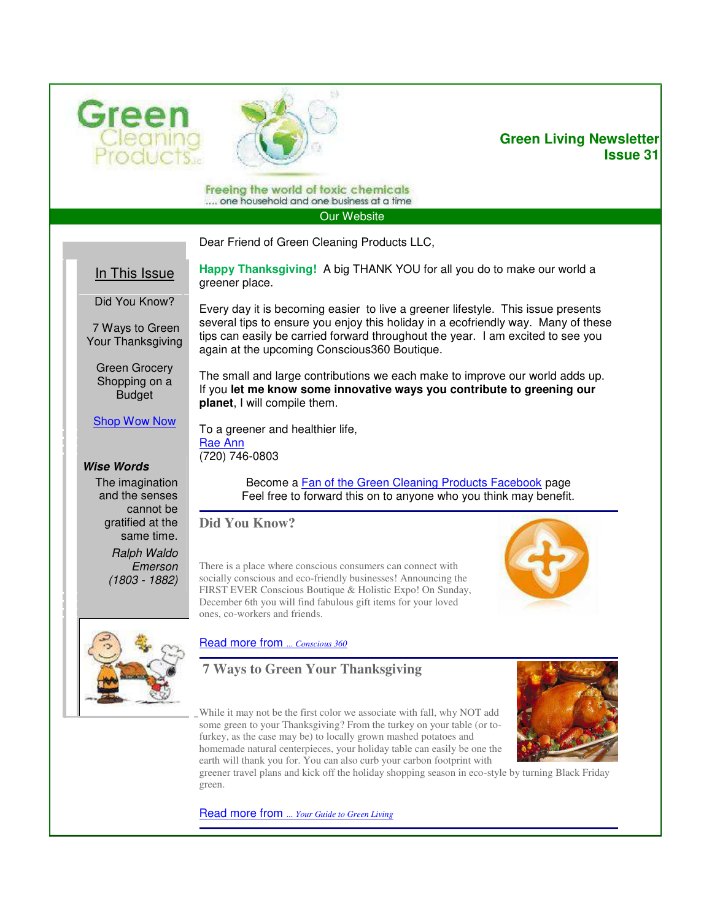Green Cleaning Products LLC

Freeing the world of toxic chemicals
.... one household and one business at a time

**Green Living Newsletter**
**Issue 31**

Our Website

## In This Issue

Did You Know?

7 Ways to Green Your Thanksgiving

Green Grocery Shopping on a Budget

Shop Wow Now

***Wise Words***

The imagination and the senses cannot be gratified at the same time.

*Ralph Waldo Emerson (1803 - 1882)*

Dear Friend of Green Cleaning Products LLC,

**Happy Thanksgiving!** A big THANK YOU for all you do to make our world a greener place.

Every day it is becoming easier to live a greener lifestyle. This issue presents several tips to ensure you enjoy this holiday in a ecofriendly way. Many of these tips can easily be carried forward throughout the year. I am excited to see you again at the upcoming Conscious360 Boutique.

The small and large contributions we each make to improve our world adds up. If you **let me know some innovative ways you contribute to greening our planet**, I will compile them.

To a greener and healthier life,
Rae Ann
(720) 746-0803

Become a Fan of the Green Cleaning Products Facebook page
Feel free to forward this on to anyone who you think may benefit.

## Did You Know?

There is a place where conscious consumers can connect with socially conscious and eco-friendly businesses! Announcing the FIRST EVER Conscious Boutique & Holistic Expo! On Sunday, December 6th you will find fabulous gift items for your loved ones, co-workers and friends.

Read more from *... Conscious 360*

## 7 Ways to Green Your Thanksgiving

While it may not be the first color we associate with fall, why NOT add some green to your Thanksgiving? From the turkey on your table (or tofurkey, as the case may be) to locally grown mashed potatoes and homemade natural centerpieces, your holiday table can easily be one the earth will thank you for. You can also curb your carbon footprint with greener travel plans and kick off the holiday shopping season in eco-style by turning Black Friday green.

Read more from *... Your Guide to Green Living*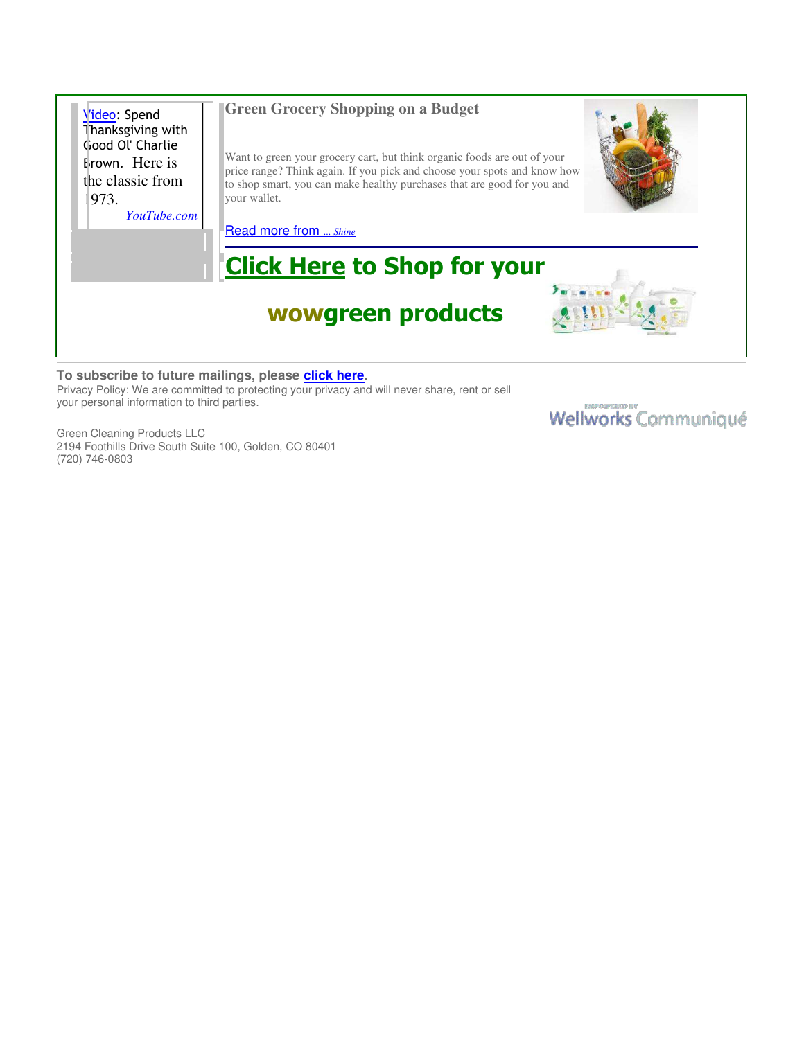Video: Spend Thanksgiving with Good Ol' Charlie Brown. Here is the classic from 1973.

*YouTube.com*

## Green Grocery Shopping on a Budget

Want to green your grocery cart, but think organic foods are out of your price range? Think again. If you pick and choose your spots and know how to shop smart, you can make healthy purchases that are good for you and your wallet.

Read more from *... Shine*

---

# Click Here to Shop for your

# wowgreen products

---

**To subscribe to future mailings, please click here.**

Privacy Policy: We are committed to protecting your privacy and will never share, rent or sell your personal information to third parties.

Green Cleaning Products LLC
2194 Foothills Drive South Suite 100, Golden, CO 80401
(720) 746-0803

EMPOWERED BY Wellworks Communiqué